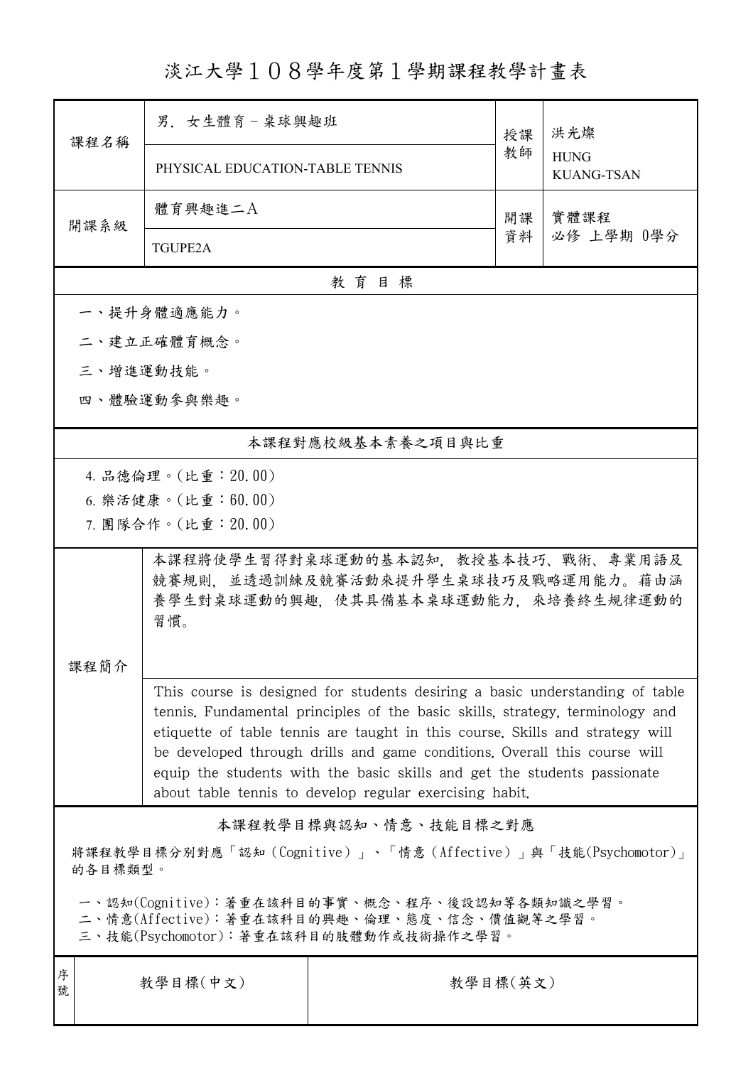# 淡江大學１０８學年度第１學期課程教學計畫表

| 課程名稱 | 男．女生體育－桌球興趣班 | 授課教師 | 洪光燦 |
|---|---|---|---|
| | PHYSICAL EDUCATION-TABLE TENNIS | | HUNG KUANG-TSAN |
| 開課系級 | 體育興趣進二Ａ | 開課資料 | 實體課程<br>必修 上學期 0學分 |
| | TGUPE2A | | |

## 教育目標

一、提升身體適應能力。

二、建立正確體育概念。

三、增進運動技能。

四、體驗運動參與樂趣。

## 本課程對應校級基本素養之項目與比重

4. 品德倫理。(比重：20.00)
6. 樂活健康。(比重：60.00)
7. 團隊合作。(比重：20.00)

## 課程簡介

本課程將使學生習得對桌球運動的基本認知，教授基本技巧、戰術、專業用語及競賽規則，並透過訓練及競賽活動來提升學生桌球技巧及戰略運用能力。藉由涵養學生對桌球運動的興趣，使其具備基本桌球運動能力，來培養終生規律運動的習慣。

This course is designed for students desiring a basic understanding of table tennis. Fundamental principles of the basic skills, strategy, terminology and etiquette of table tennis are taught in this course. Skills and strategy will be developed through drills and game conditions. Overall this course will equip the students with the basic skills and get the students passionate about table tennis to develop regular exercising habit.

## 本課程教學目標與認知、情意、技能目標之對應

將課程教學目標分別對應「認知（Cognitive）」、「情意（Affective）」與「技能(Psychomotor)」的各目標類型。

一、認知(Cognitive)：著重在該科目的事實、概念、程序、後設認知等各類知識之學習。
二、情意(Affective)：著重在該科目的興趣、倫理、態度、信念、價值觀等之學習。
三、技能(Psychomotor)：著重在該科目的肢體動作或技術操作之學習。

| 序號 | 教學目標(中文) | 教學目標(英文) |
|---|---|---|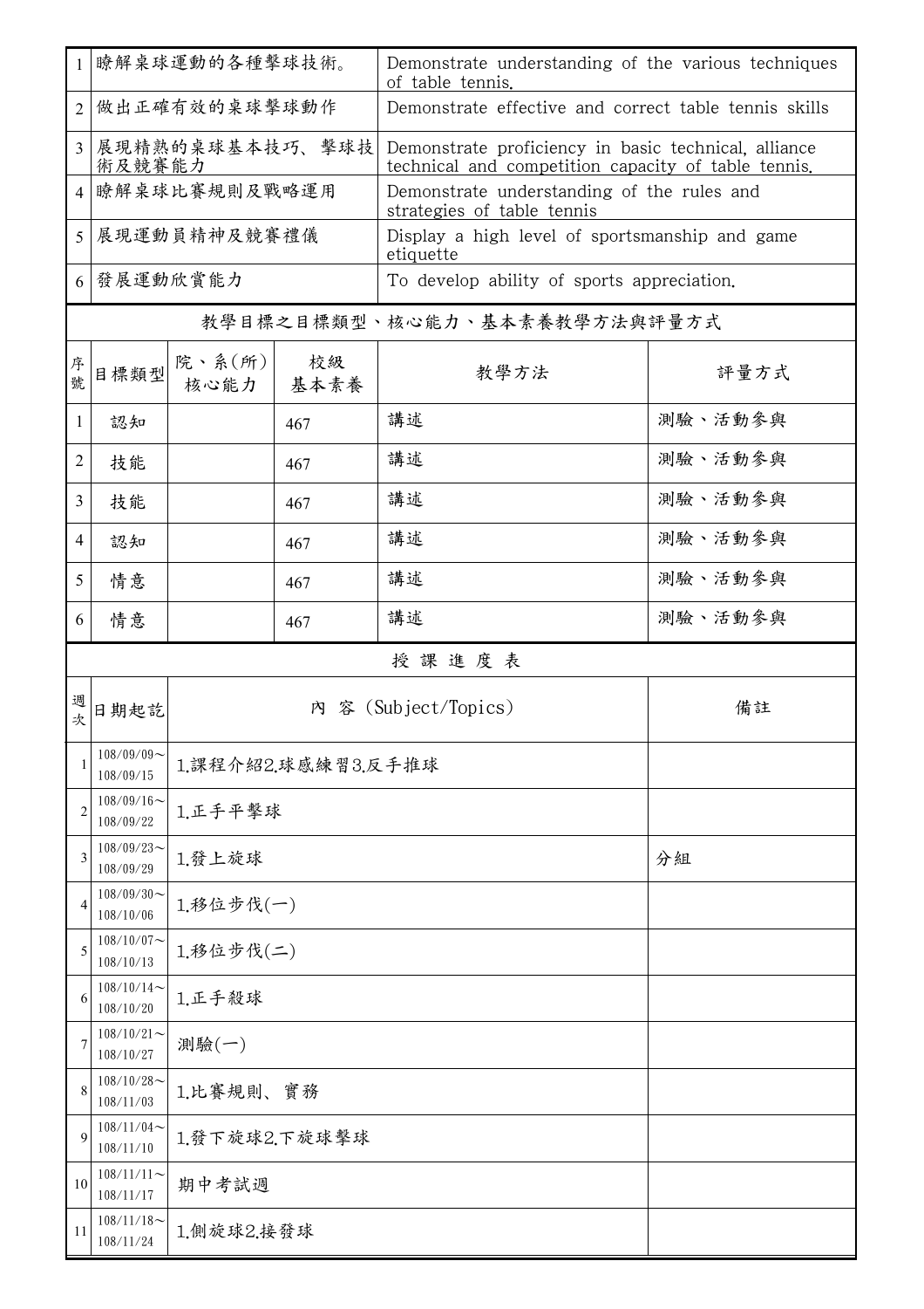| | | |
|---|---|---|
| 1 | 瞭解桌球運動的各種擊球技術。 | Demonstrate understanding of the various techniques of table tennis. |
| 2 | 做出正確有效的桌球擊球動作 | Demonstrate effective and correct table tennis skills |
| 3 | 展現精熟的桌球基本技巧、擊球技術及競賽能力 | Demonstrate proficiency in basic technical, alliance technical and competition capacity of table tennis. |
| 4 | 瞭解桌球比賽規則及戰略運用 | Demonstrate understanding of the rules and strategies of table tennis |
| 5 | 展現運動員精神及競賽禮儀 | Display a high level of sportsmanship and game etiquette |
| 6 | 發展運動欣賞能力 | To develop ability of sports appreciation. |

## 教學目標之目標類型、核心能力、基本素養教學方法與評量方式

| 序號 | 目標類型 | 院、系(所)核心能力 | 校級基本素養 | 教學方法 | 評量方式 |
|---|---|---|---|---|---|
| 1 | 認知 | | 467 | 講述 | 測驗、活動參與 |
| 2 | 技能 | | 467 | 講述 | 測驗、活動參與 |
| 3 | 技能 | | 467 | 講述 | 測驗、活動參與 |
| 4 | 認知 | | 467 | 講述 | 測驗、活動參與 |
| 5 | 情意 | | 467 | 講述 | 測驗、活動參與 |
| 6 | 情意 | | 467 | 講述 | 測驗、活動參與 |

## 授課進度表

| 週次 | 日期起訖 | 內 容 (Subject/Topics) | 備註 |
|---|---|---|---|
| 1 | 108/09/09～108/09/15 | 1.課程介紹2.球感練習3.反手推球 | |
| 2 | 108/09/16～108/09/22 | 1.正手平擊球 | |
| 3 | 108/09/23～108/09/29 | 1.發上旋球 | 分組 |
| 4 | 108/09/30～108/10/06 | 1.移位步伐(一) | |
| 5 | 108/10/07～108/10/13 | 1.移位步伐(二) | |
| 6 | 108/10/14～108/10/20 | 1.正手殺球 | |
| 7 | 108/10/21～108/10/27 | 測驗(一) | |
| 8 | 108/10/28～108/11/03 | 1.比賽規則、實務 | |
| 9 | 108/11/04～108/11/10 | 1.發下旋球2.下旋球擊球 | |
| 10 | 108/11/11～108/11/17 | 期中考試週 | |
| 11 | 108/11/18～108/11/24 | 1.側旋球2.接發球 | |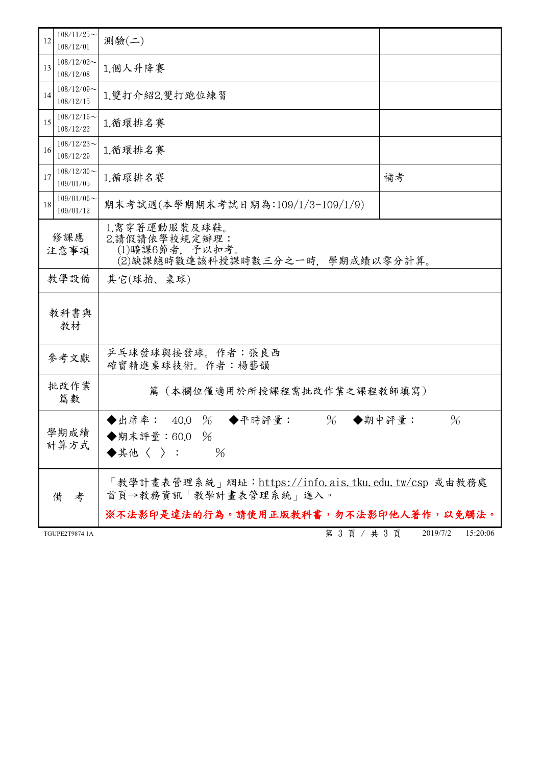| | | | |
|---|---|---|---|
| 12 | 108/11/25～108/12/01 | 測驗(二) | |
| 13 | 108/12/02～108/12/08 | 1.個人升降賽 | |
| 14 | 108/12/09～108/12/15 | 1.雙打介紹2.雙打跑位練習 | |
| 15 | 108/12/16～108/12/22 | 1.循環排名賽 | |
| 16 | 108/12/23～108/12/29 | 1.循環排名賽 | |
| 17 | 108/12/30～109/01/05 | 1.循環排名賽 | 補考 |
| 18 | 109/01/06～109/01/12 | 期末考試週(本學期期末考試日期為:109/1/3-109/1/9) | |

| | |
|---|---|
| 修課應注意事項 | 1.需穿著運動服裝及球鞋。<br>2.請假請依學校規定辦理：<br>(1)曠課6節者，予以扣考。<br>(2)缺課總時數達該科授課時數三分之一時，學期成績以零分計算。 |
| 教學設備 | 其它(球拍、桌球) |
| 教科書與教材 | |
| 參考文獻 | 乒乓球發球與接發球。作者：張良西<br>確實精進桌球技術。作者：楊藝韻 |
| 批改作業篇數 | 篇（本欄位僅適用於所授課程需批改作業之課程教師填寫） |
| 學期成績計算方式 | ◆出席率： 40.0 ％ ◆平時評量： ％ ◆期中評量： ％<br>◆期末評量：60.0 ％<br>◆其他〈 〉： ％ |
| 備　考 | 「教學計畫表管理系統」網址：https://info.ais.tku.edu.tw/csp 或由教務處首頁→教務資訊「教學計畫表管理系統」進入。<br>**※不法影印是違法的行為。請使用正版教科書，勿不法影印他人著作，以免觸法。** |

TGUPE2T9874 1A　　2019/7/2　15:20:06